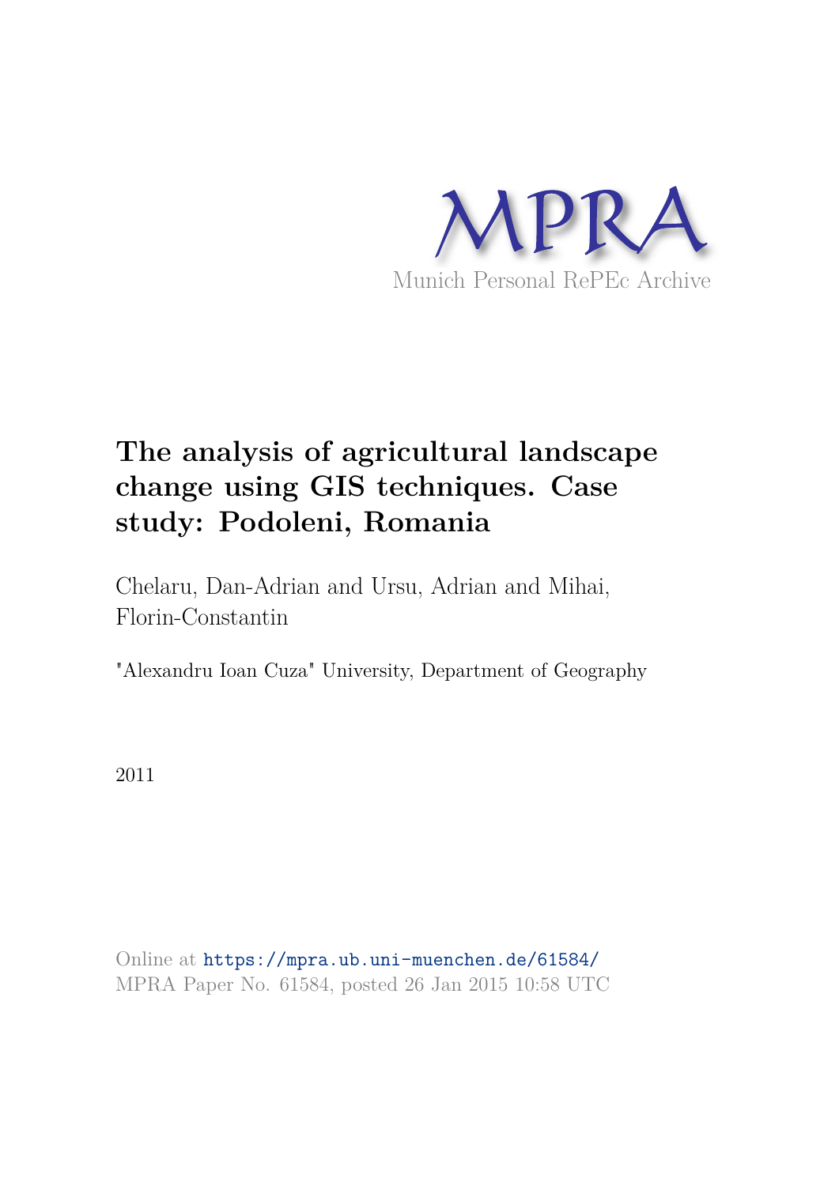MPRA

Munich Personal RePEc Archive

# The analysis of agricultural landscape change using GIS techniques. Case study: Podoleni, Romania

Chelaru, Dan-Adrian and Ursu, Adrian and Mihai, Florin-Constantin

"Alexandru Ioan Cuza" University, Department of Geography

2011

Online at https://mpra.ub.uni-muenchen.de/61584/
MPRA Paper No. 61584, posted 26 Jan 2015 10:58 UTC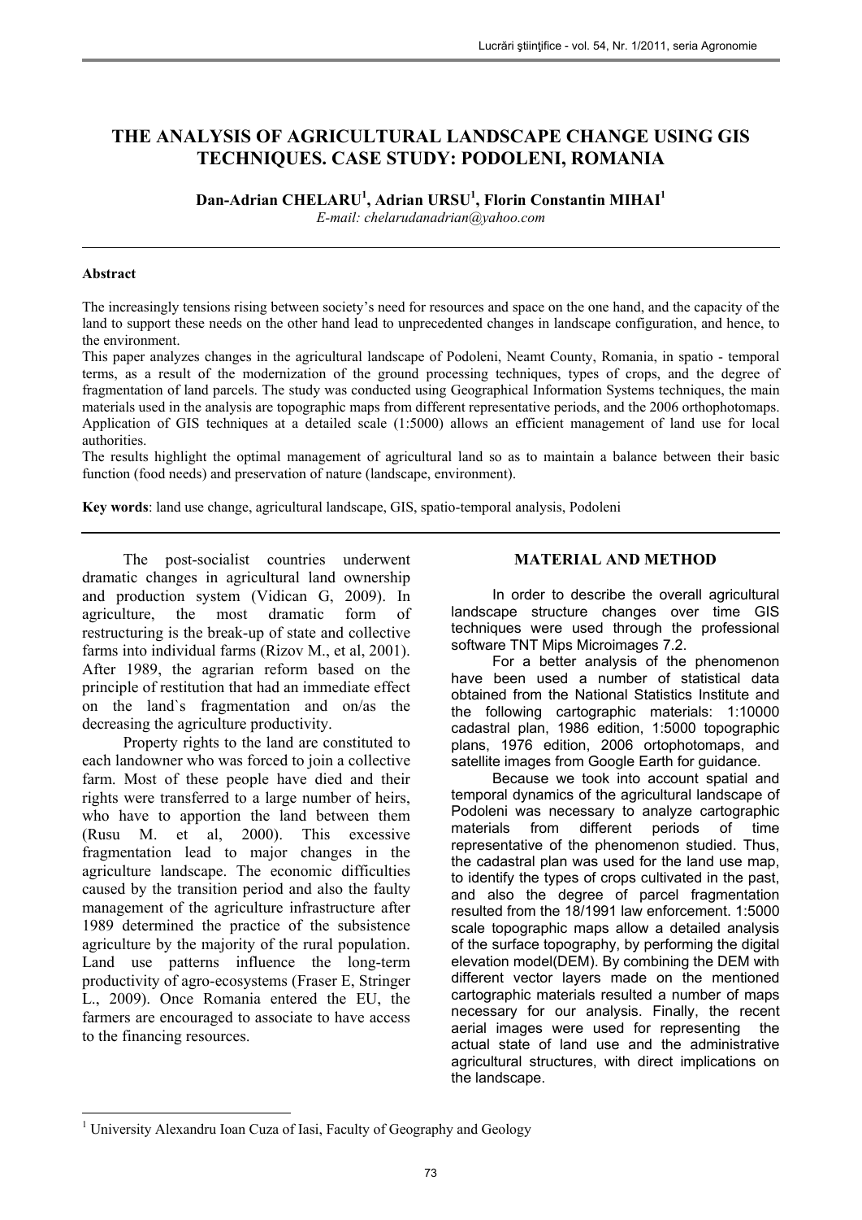# THE ANALYSIS OF AGRICULTURAL LANDSCAPE CHANGE USING GIS TECHNIQUES. CASE STUDY: PODOLENI, ROMANIA

**Dan-Adrian CHELARU[1], Adrian URSU[1], Florin Constantin MIHAI[1]**

*E-mail: chelarudanadrian@yahoo.com*

---

#### Abstract

The increasingly tensions rising between society's need for resources and space on the one hand, and the capacity of the land to support these needs on the other hand lead to unprecedented changes in landscape configuration, and hence, to the environment.

This paper analyzes changes in the agricultural landscape of Podoleni, Neamt County, Romania, in spatio - temporal terms, as a result of the modernization of the ground processing techniques, types of crops, and the degree of fragmentation of land parcels. The study was conducted using Geographical Information Systems techniques, the main materials used in the analysis are topographic maps from different representative periods, and the 2006 orthophotomaps. Application of GIS techniques at a detailed scale (1:5000) allows an efficient management of land use for local authorities.

The results highlight the optimal management of agricultural land so as to maintain a balance between their basic function (food needs) and preservation of nature (landscape, environment).

**Key words**: land use change, agricultural landscape, GIS, spatio-temporal analysis, Podoleni

---

The post-socialist countries underwent dramatic changes in agricultural land ownership and production system (Vidican G, 2009). In agriculture, the most dramatic form of restructuring is the break-up of state and collective farms into individual farms (Rizov M., et al, 2001). After 1989, the agrarian reform based on the principle of restitution that had an immediate effect on the land`s fragmentation and on/as the decreasing the agriculture productivity.

Property rights to the land are constituted to each landowner who was forced to join a collective farm. Most of these people have died and their rights were transferred to a large number of heirs, who have to apportion the land between them (Rusu M. et al, 2000). This excessive fragmentation lead to major changes in the agriculture landscape. The economic difficulties caused by the transition period and also the faulty management of the agriculture infrastructure after 1989 determined the practice of the subsistence agriculture by the majority of the rural population. Land use patterns influence the long-term productivity of agro-ecosystems (Fraser E, Stringer L., 2009). Once Romania entered the EU, the farmers are encouraged to associate to have access to the financing resources.

## MATERIAL AND METHOD

In order to describe the overall agricultural landscape structure changes over time GIS techniques were used through the professional software TNT Mips Microimages 7.2.

For a better analysis of the phenomenon have been used a number of statistical data obtained from the National Statistics Institute and the following cartographic materials: 1:10000 cadastral plan, 1986 edition, 1:5000 topographic plans, 1976 edition, 2006 ortophotomaps, and satellite images from Google Earth for guidance.

Because we took into account spatial and temporal dynamics of the agricultural landscape of Podoleni was necessary to analyze cartographic materials from different periods of time representative of the phenomenon studied. Thus, the cadastral plan was used for the land use map, to identify the types of crops cultivated in the past, and also the degree of parcel fragmentation resulted from the 18/1991 law enforcement. 1:5000 scale topographic maps allow a detailed analysis of the surface topography, by performing the digital elevation model(DEM). By combining the DEM with different vector layers made on the mentioned cartographic materials resulted a number of maps necessary for our analysis. Finally, the recent aerial images were used for representing the actual state of land use and the administrative agricultural structures, with direct implications on the landscape.

---

[1] University Alexandru Ioan Cuza of Iasi, Faculty of Geography and Geology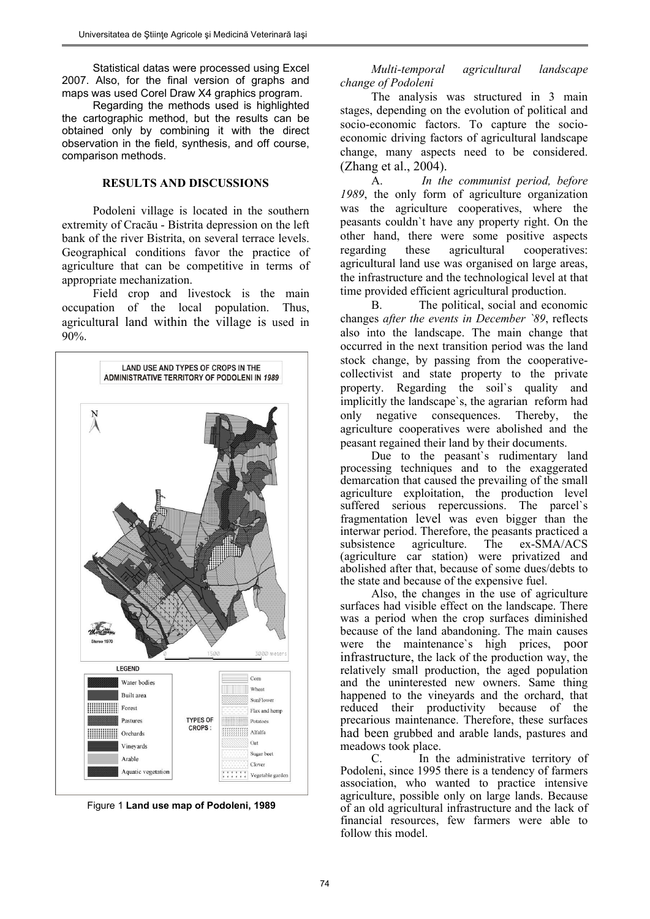Statistical datas were processed using Excel 2007. Also, for the final version of graphs and maps was used Corel Draw X4 graphics program.

Regarding the methods used is highlighted the cartographic method, but the results can be obtained only by combining it with the direct observation in the field, synthesis, and off course, comparison methods.

## RESULTS AND DISCUSSIONS

Podoleni village is located in the southern extremity of Cracău - Bistrita depression on the left bank of the river Bistrita, on several terrace levels. Geographical conditions favor the practice of agriculture that can be competitive in terms of appropriate mechanization.

Field crop and livestock is the main occupation of the local population. Thus, agricultural land within the village is used in 90%.

Figure 1 **Land use map of Podoleni, 1989**

*Multi-temporal agricultural landscape change of Podoleni*

The analysis was structured in 3 main stages, depending on the evolution of political and socio-economic factors. To capture the socio-economic driving factors of agricultural landscape change, many aspects need to be considered. (Zhang et al., 2004).

A. *In the communist period, before 1989*, the only form of agriculture organization was the agriculture cooperatives, where the peasants couldn`t have any property right. On the other hand, there were some positive aspects regarding these agricultural cooperatives: agricultural land use was organised on large areas, the infrastructure and the technological level at that time provided efficient agricultural production.

B. The political, social and economic changes *after the events in December `89*, reflects also into the landscape. The main change that occurred in the next transition period was the land stock change, by passing from the cooperative-collectivist and state property to the private property. Regarding the soil`s quality and implicitly the landscape`s, the agrarian reform had only negative consequences. Thereby, the agriculture cooperatives were abolished and the peasant regained their land by their documents.

Due to the peasant`s rudimentary land processing techniques and to the exaggerated demarcation that caused the prevailing of the small agriculture exploitation, the production level suffered serious repercussions. The parcel`s fragmentation level was even bigger than the interwar period. Therefore, the peasants practiced a subsistence agriculture. The ex-SMA/ACS (agriculture car station) were privatized and abolished after that, because of some dues/debts to the state and because of the expensive fuel.

Also, the changes in the use of agriculture surfaces had visible effect on the landscape. There was a period when the crop surfaces diminished because of the land abandoning. The main causes were the maintenance`s high prices, poor infrastructure, the lack of the production way, the relatively small production, the aged population and the uninterested new owners. Same thing happened to the vineyards and the orchard, that reduced their productivity because of the precarious maintenance. Therefore, these surfaces had been grubbed and arable lands, pastures and meadows took place.

C. In the administrative territory of Podoleni, since 1995 there is a tendency of farmers association, who wanted to practice intensive agriculture, possible only on large lands. Because of an old agricultural infrastructure and the lack of financial resources, few farmers were able to follow this model.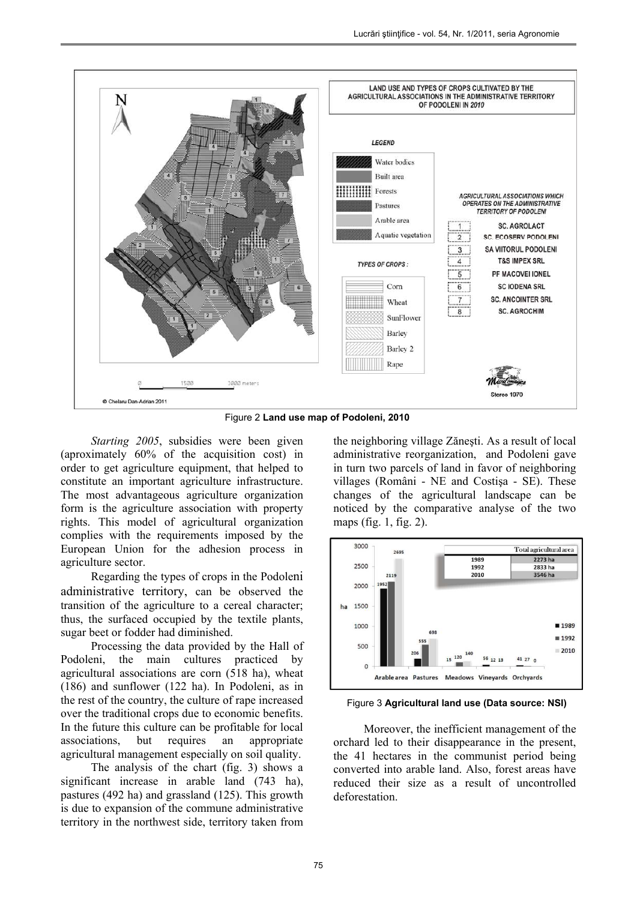Figure 2 **Land use map of Podoleni, 2010**

*Starting 2005*, subsidies were been given (aproximately 60% of the acquisition cost) in order to get agriculture equipment, that helped to constitute an important agriculture infrastructure. The most advantageous agriculture organization form is the agriculture association with property rights. This model of agricultural organization complies with the requirements imposed by the European Union for the adhesion process in agriculture sector.

Regarding the types of crops in the Podoleni administrative territory, can be observed the transition of the agriculture to a cereal character; thus, the surfaced occupied by the textile plants, sugar beet or fodder had diminished.

Processing the data provided by the Hall of Podoleni, the main cultures practiced by agricultural associations are corn (518 ha), wheat (186) and sunflower (122 ha). In Podoleni, as in the rest of the country, the culture of rape increased over the traditional crops due to economic benefits. In the future this culture can be profitable for local associations, but requires an appropriate agricultural management especially on soil quality.

The analysis of the chart (fig. 3) shows a significant increase in arable land (743 ha), pastures (492 ha) and grassland (125). This growth is due to expansion of the commune administrative territory in the northwest side, territory taken from the neighboring village Zăneşti. As a result of local administrative reorganization, and Podoleni gave in turn two parcels of land in favor of neighboring villages (Români - NE and Costişa - SE). These changes of the agricultural landscape can be noticed by the comparative analyse of the two maps (fig. 1, fig. 2).

Figure 3 **Agricultural land use (Data source: NSI)**

Moreover, the inefficient management of the orchard led to their disappearance in the present, the 41 hectares in the communist period being converted into arable land. Also, forest areas have reduced their size as a result of uncontrolled deforestation.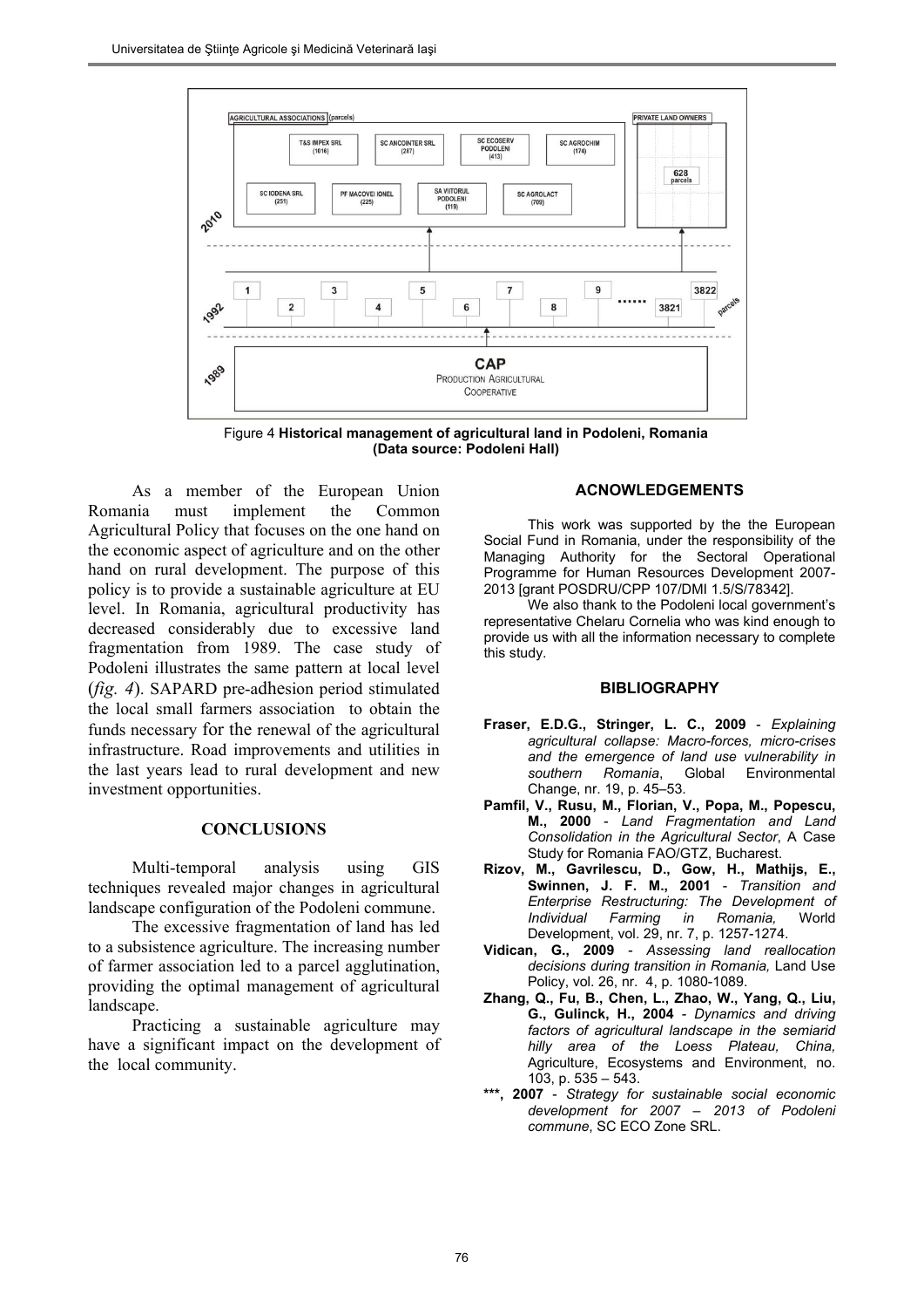AGRICULTURAL ASSOCIATIONS (parcels)

T&S IMPEX SRL (1016)

SC ANCOINTER SRL (287)

SC ECOSERV PODOLENI (413)

SC AGROCHIM (174)

SC IODENA SRL (251)

PF MACOVEI IONEL (225)

SA VIITORUL PODOLENI (119)

SC AGROLACT (709)

PRIVATE LAND OWNERS

628 parcels

2010

1 2 3 4 5 6 7 8 9 ...... 3821 3822 parcels

1992

CAP

PRODUCTION AGRICULTURAL COOPERATIVE

1989

Figure 4 **Historical management of agricultural land in Podoleni, Romania (Data source: Podoleni Hall)**

As a member of the European Union Romania must implement the Common Agricultural Policy that focuses on the one hand on the economic aspect of agriculture and on the other hand on rural development. The purpose of this policy is to provide a sustainable agriculture at EU level. In Romania, agricultural productivity has decreased considerably due to excessive land fragmentation from 1989. The case study of Podoleni illustrates the same pattern at local level (*fig. 4*). SAPARD pre-adhesion period stimulated the local small farmers association to obtain the funds necessary for the renewal of the agricultural infrastructure. Road improvements and utilities in the last years lead to rural development and new investment opportunities.

## CONCLUSIONS

Multi-temporal analysis using GIS techniques revealed major changes in agricultural landscape configuration of the Podoleni commune.

The excessive fragmentation of land has led to a subsistence agriculture. The increasing number of farmer association led to a parcel agglutination, providing the optimal management of agricultural landscape.

Practicing a sustainable agriculture may have a significant impact on the development of the local community.

## ACNOWLEDGEMENTS

This work was supported by the the European Social Fund in Romania, under the responsibility of the Managing Authority for the Sectoral Operational Programme for Human Resources Development 2007-2013 [grant POSDRU/CPP 107/DMI 1.5/S/78342].

We also thank to the Podoleni local government's representative Chelaru Cornelia who was kind enough to provide us with all the information necessary to complete this study.

## BIBLIOGRAPHY

**Fraser, E.D.G., Stringer, L. C., 2009** - *Explaining agricultural collapse: Macro-forces, micro-crises and the emergence of land use vulnerability in southern Romania*, Global Environmental Change, nr. 19, p. 45–53.

**Pamfil, V., Rusu, M., Florian, V., Popa, M., Popescu, M., 2000** - *Land Fragmentation and Land Consolidation in the Agricultural Sector*, A Case Study for Romania FAO/GTZ, Bucharest.

**Rizov, M., Gavrilescu, D., Gow, H., Mathijs, E., Swinnen, J. F. M., 2001** - *Transition and Enterprise Restructuring: The Development of Individual Farming in Romania,* World Development, vol. 29, nr. 7, p. 1257-1274.

**Vidican, G., 2009** - *Assessing land reallocation decisions during transition in Romania,* Land Use Policy, vol. 26, nr. 4, p. 1080-1089.

**Zhang, Q., Fu, B., Chen, L., Zhao, W., Yang, Q., Liu, G., Gulinck, H., 2004** - *Dynamics and driving factors of agricultural landscape in the semiarid hilly area of the Loess Plateau, China,* Agriculture, Ecosystems and Environment, no. 103, p. 535 – 543.

**\*\*\*, 2007** - *Strategy for sustainable social economic development for 2007 – 2013 of Podoleni commune*, SC ECO Zone SRL.